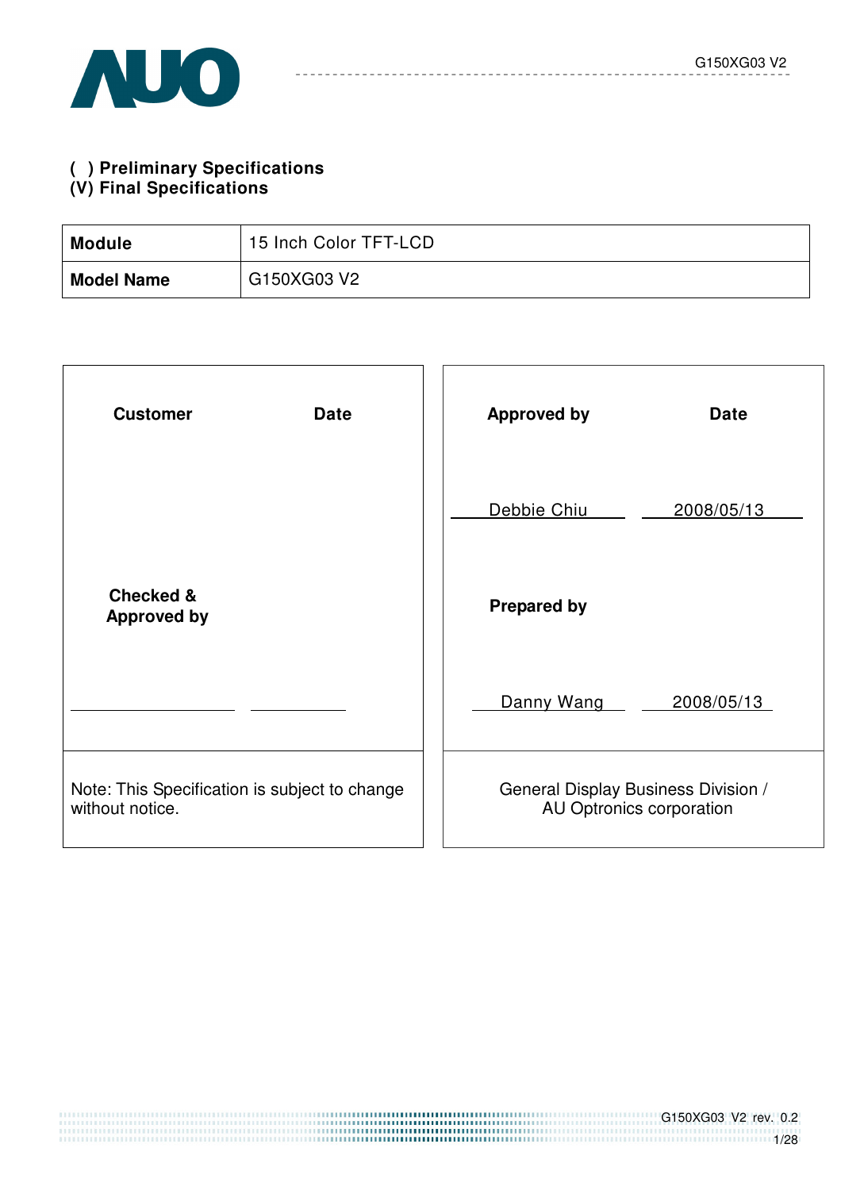**( ) Preliminary Specifications**
**(V) Final Specifications**

| **Module** | 15 Inch Color TFT-LCD |
|---|---|
| **Model Name** | G150XG03 V2 |

| **Customer** | **Date** | **Approved by** | **Date** |
|---|---|---|---|
| | | Debbie Chiu | 2008/05/13 |
| **Checked & Approved by** | | **Prepared by** | |
| | | Danny Wang | 2008/05/13 |
| Note: This Specification is subject to change without notice. | | General Display Business Division / AU Optronics corporation | |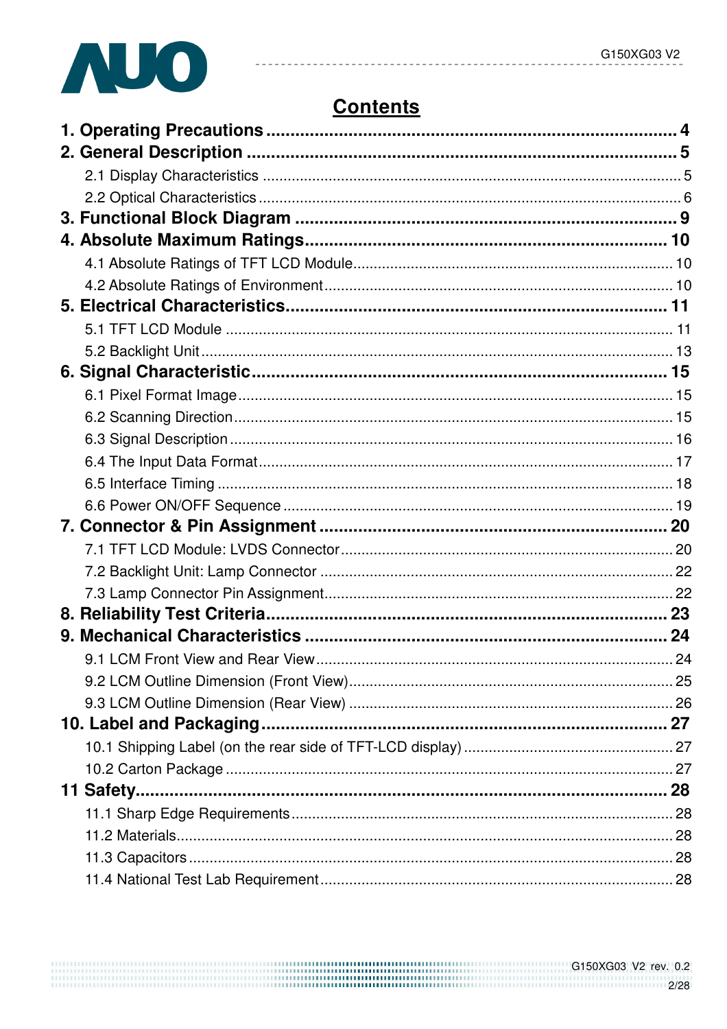# Contents

**1. Operating Precautions ........................................................................................ 4**

**2. General Description ............................................................................................ 5**

2.1 Display Characteristics ........................................................................................ 5

2.2 Optical Characteristics ......................................................................................... 6

**3. Functional Block Diagram .................................................................................. 9**

**4. Absolute Maximum Ratings............................................................................... 10**

4.1 Absolute Ratings of TFT LCD Module................................................................. 10

4.2 Absolute Ratings of Environment ........................................................................ 10

**5. Electrical Characteristics................................................................................... 11**

5.1 TFT LCD Module ................................................................................................ 11

5.2 Backlight Unit ...................................................................................................... 13

**6. Signal Characteristic........................................................................................ 15**

6.1 Pixel Format Image ............................................................................................. 15

6.2 Scanning Direction .............................................................................................. 15

6.3 Signal Description ............................................................................................... 16

6.4 The Input Data Format ........................................................................................ 17

6.5 Interface Timing .................................................................................................. 18

6.6 Power ON/OFF Sequence ................................................................................... 19

**7. Connector & Pin Assignment ............................................................................ 20**

7.1 TFT LCD Module: LVDS Connector .................................................................... 20

7.2 Backlight Unit: Lamp Connector ......................................................................... 22

7.3 Lamp Connector Pin Assignment ........................................................................ 22

**8. Reliability Test Criteria...................................................................................... 23**

**9. Mechanical Characteristics .............................................................................. 24**

9.1 LCM Front View and Rear View .......................................................................... 24

9.2 LCM Outline Dimension (Front View) .................................................................. 25

9.3 LCM Outline Dimension (Rear View) ................................................................... 26

**10. Label and Packaging...................................................................................... 27**

10.1 Shipping Label (on the rear side of TFT-LCD display) ...................................... 27

10.2 Carton Package ................................................................................................ 27

**11 Safety.................................................................................................................. 28**

11.1 Sharp Edge Requirements ................................................................................ 28

11.2 Materials ............................................................................................................ 28

11.3 Capacitors ......................................................................................................... 28

11.4 National Test Lab Requirement ......................................................................... 28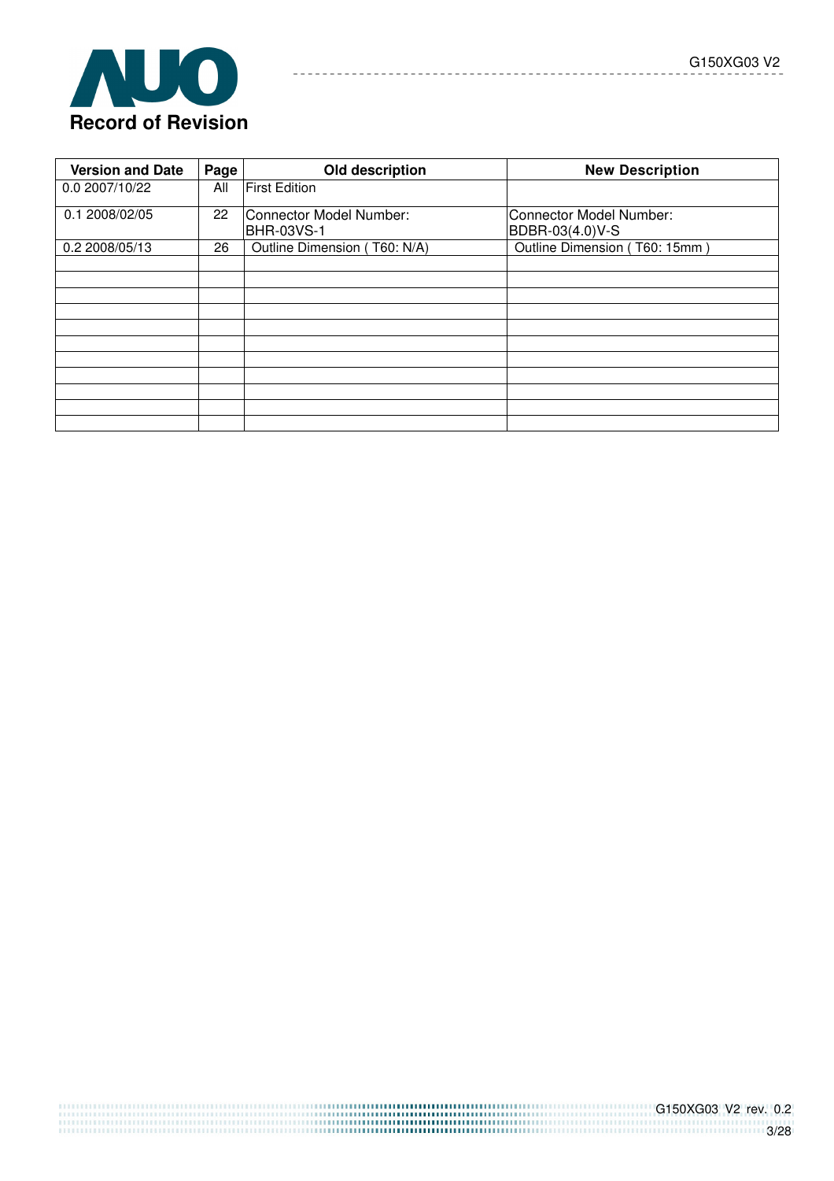# Record of Revision

| Version and Date | Page | Old description | New Description |
|---|---|---|---|
| 0.0 2007/10/22 | All | First Edition | |
| 0.1 2008/02/05 | 22 | Connector Model Number: BHR-03VS-1 | Connector Model Number: BDBR-03(4.0)V-S |
| 0.2 2008/05/13 | 26 | Outline Dimension ( T60: N/A) | Outline Dimension ( T60: 15mm ) |
| | | | |
| | | | |
| | | | |
| | | | |
| | | | |
| | | | |
| | | | |
| | | | |
| | | | |
| | | | |
| | | | |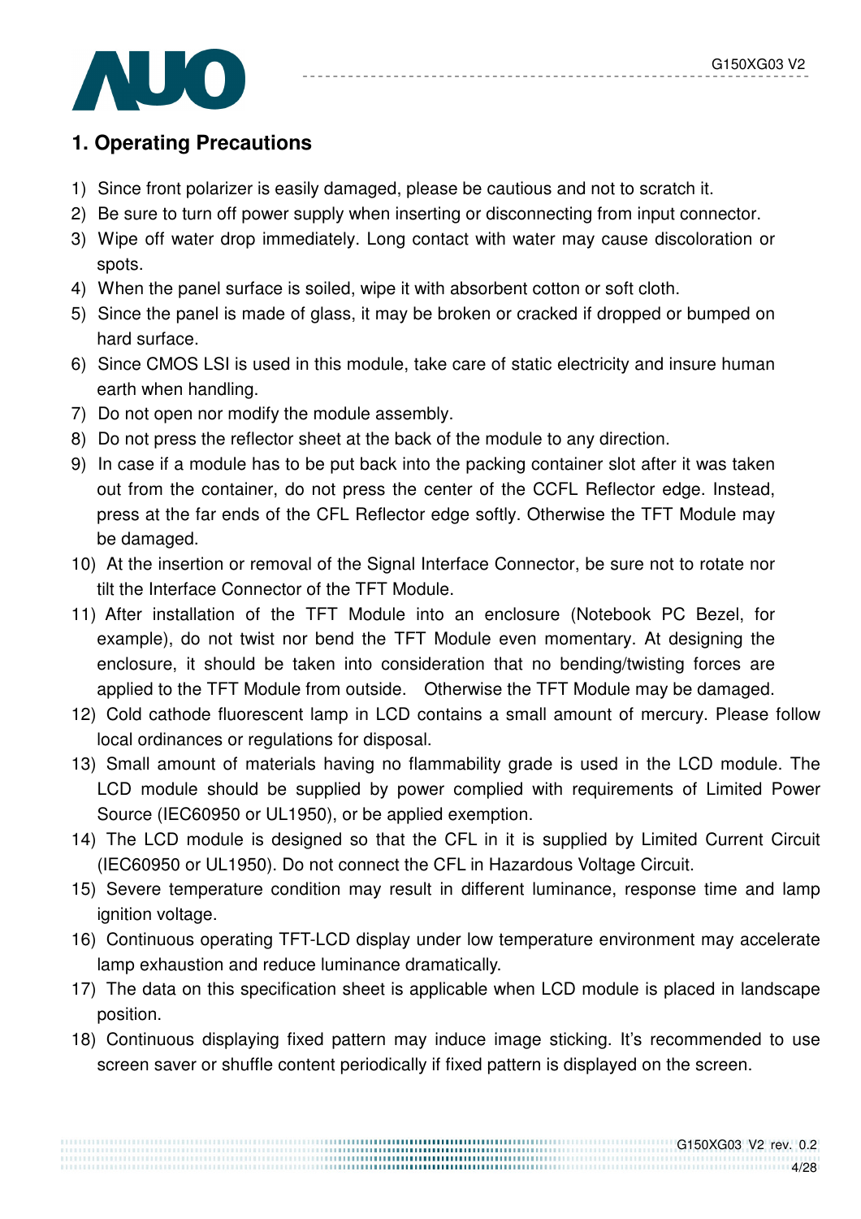# 1. Operating Precautions

1) Since front polarizer is easily damaged, please be cautious and not to scratch it.
2) Be sure to turn off power supply when inserting or disconnecting from input connector.
3) Wipe off water drop immediately. Long contact with water may cause discoloration or spots.
4) When the panel surface is soiled, wipe it with absorbent cotton or soft cloth.
5) Since the panel is made of glass, it may be broken or cracked if dropped or bumped on hard surface.
6) Since CMOS LSI is used in this module, take care of static electricity and insure human earth when handling.
7) Do not open nor modify the module assembly.
8) Do not press the reflector sheet at the back of the module to any direction.
9) In case if a module has to be put back into the packing container slot after it was taken out from the container, do not press the center of the CCFL Reflector edge. Instead, press at the far ends of the CFL Reflector edge softly. Otherwise the TFT Module may be damaged.
10) At the insertion or removal of the Signal Interface Connector, be sure not to rotate nor tilt the Interface Connector of the TFT Module.
11) After installation of the TFT Module into an enclosure (Notebook PC Bezel, for example), do not twist nor bend the TFT Module even momentary. At designing the enclosure, it should be taken into consideration that no bending/twisting forces are applied to the TFT Module from outside. Otherwise the TFT Module may be damaged.
12) Cold cathode fluorescent lamp in LCD contains a small amount of mercury. Please follow local ordinances or regulations for disposal.
13) Small amount of materials having no flammability grade is used in the LCD module. The LCD module should be supplied by power complied with requirements of Limited Power Source (IEC60950 or UL1950), or be applied exemption.
14) The LCD module is designed so that the CFL in it is supplied by Limited Current Circuit (IEC60950 or UL1950). Do not connect the CFL in Hazardous Voltage Circuit.
15) Severe temperature condition may result in different luminance, response time and lamp ignition voltage.
16) Continuous operating TFT-LCD display under low temperature environment may accelerate lamp exhaustion and reduce luminance dramatically.
17) The data on this specification sheet is applicable when LCD module is placed in landscape position.
18) Continuous displaying fixed pattern may induce image sticking. It's recommended to use screen saver or shuffle content periodically if fixed pattern is displayed on the screen.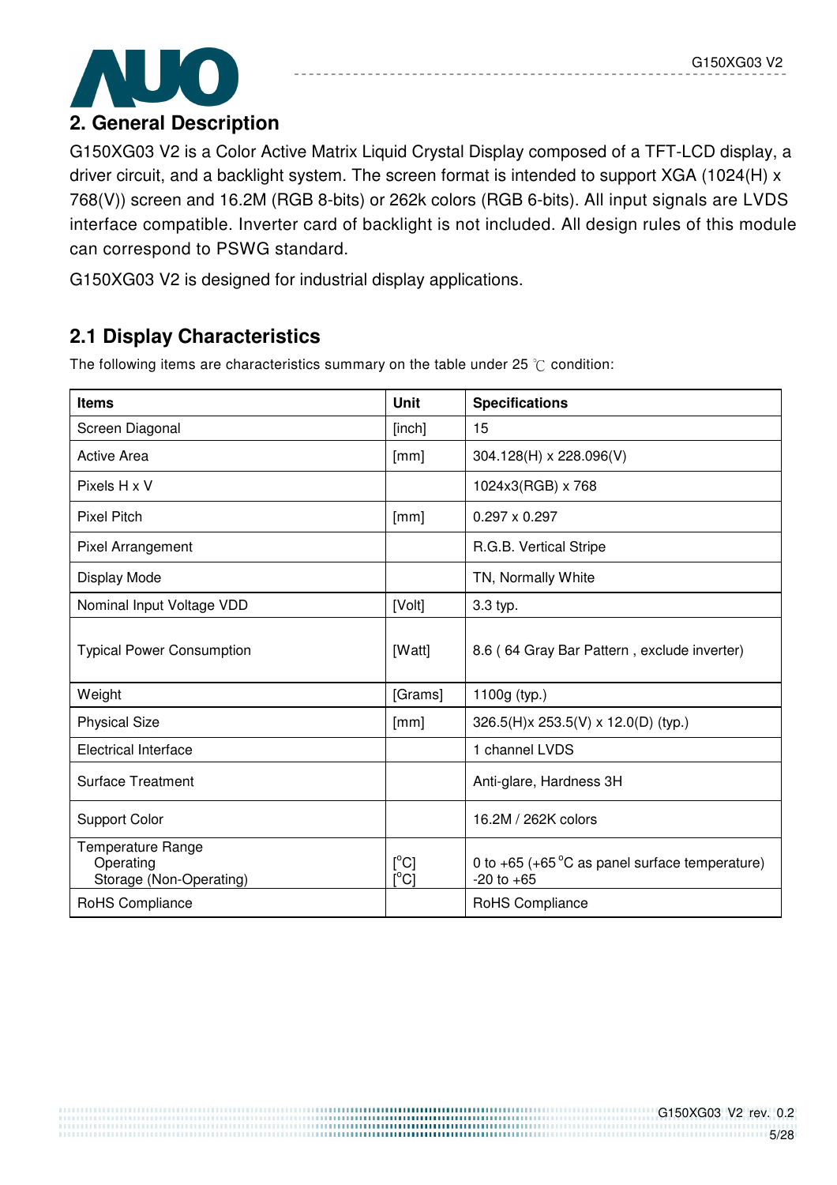## 2. General Description

G150XG03 V2 is a Color Active Matrix Liquid Crystal Display composed of a TFT-LCD display, a driver circuit, and a backlight system. The screen format is intended to support XGA (1024(H) x 768(V)) screen and 16.2M (RGB 8-bits) or 262k colors (RGB 6-bits). All input signals are LVDS interface compatible. Inverter card of backlight is not included. All design rules of this module can correspond to PSWG standard.

G150XG03 V2 is designed for industrial display applications.

### 2.1 Display Characteristics

The following items are characteristics summary on the table under 25 ℃ condition:

| Items | Unit | Specifications |
|---|---|---|
| Screen Diagonal | [inch] | 15 |
| Active Area | [mm] | 304.128(H) x 228.096(V) |
| Pixels H x V | | 1024x3(RGB) x 768 |
| Pixel Pitch | [mm] | 0.297 x 0.297 |
| Pixel Arrangement | | R.G.B. Vertical Stripe |
| Display Mode | | TN, Normally White |
| Nominal Input Voltage VDD | [Volt] | 3.3 typ. |
| Typical Power Consumption | [Watt] | 8.6 ( 64 Gray Bar Pattern , exclude inverter) |
| Weight | [Grams] | 1100g (typ.) |
| Physical Size | [mm] | 326.5(H)x 253.5(V) x 12.0(D) (typ.) |
| Electrical Interface | | 1 channel LVDS |
| Surface Treatment | | Anti-glare, Hardness 3H |
| Support Color | | 16.2M / 262K colors |
| Temperature Range<br>Operating<br>Storage (Non-Operating) | <br>[°C]<br>[°C] | <br>0 to +65 (+65 °C as panel surface temperature)<br>-20 to +65 |
| RoHS Compliance | | RoHS Compliance |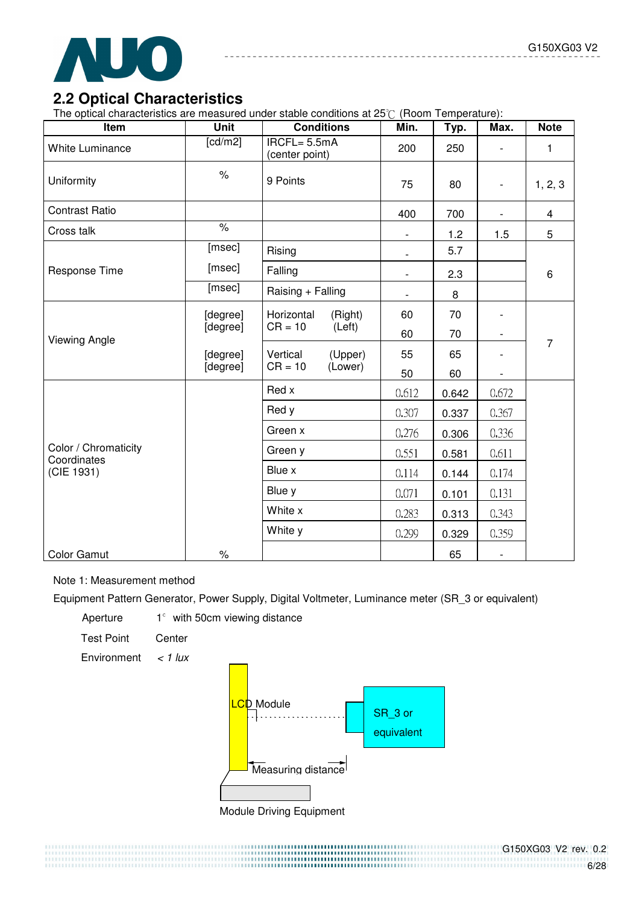## 2.2 Optical Characteristics

The optical characteristics are measured under stable conditions at 25℃ (Room Temperature):

| Item | Unit | Conditions | Min. | Typ. | Max. | Note |
|---|---|---|---|---|---|---|
| White Luminance | [cd/m2] | IRCFL= 5.5mA (center point) | 200 | 250 | - | 1 |
| Uniformity | % | 9 Points | 75 | 80 | - | 1, 2, 3 |
| Contrast Ratio | | | 400 | 700 | - | 4 |
| Cross talk | % | | - | 1.2 | 1.5 | 5 |
| Response Time | [msec] | Rising | - | 5.7 | | 6 |
| | [msec] | Falling | - | 2.3 | | |
| | [msec] | Raising + Falling | - | 8 | | |
| Viewing Angle | [degree] | Horizontal CR = 10 (Right) | 60 | 70 | - | 7 |
| | [degree] | (Left) | 60 | 70 | - | |
| | [degree] | Vertical CR = 10 (Upper) | 55 | 65 | - | |
| | [degree] | (Lower) | 50 | 60 | - | |
| Color / Chromaticity Coordinates (CIE 1931) | | Red x | 0.612 | 0.642 | 0.672 | |
| | | Red y | 0.307 | 0.337 | 0.367 | |
| | | Green x | 0.276 | 0.306 | 0.336 | |
| | | Green y | 0.551 | 0.581 | 0.611 | |
| | | Blue x | 0.114 | 0.144 | 0.174 | |
| | | Blue y | 0.071 | 0.101 | 0.131 | |
| | | White x | 0.283 | 0.313 | 0.343 | |
| | | White y | 0.299 | 0.329 | 0.359 | |
| Color Gamut | % | | | 65 | - | |

Note 1: Measurement method

Equipment Pattern Generator, Power Supply, Digital Voltmeter, Luminance meter (SR_3 or equivalent)

| | |
|---|---|
| Aperture | 1° with 50cm viewing distance |
| Test Point | Center |
| Environment | *< 1 lux* |

LCD Module

SR_3 or equivalent

Measuring distance

Module Driving Equipment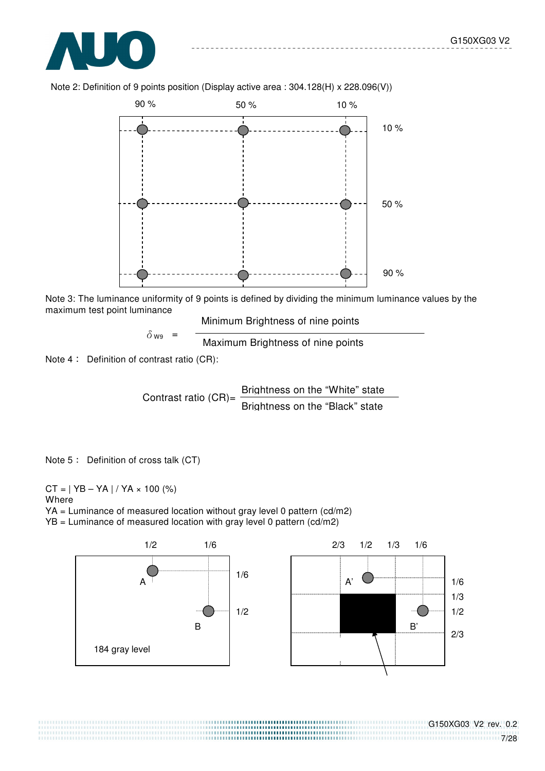Note 2: Definition of 9 points position (Display active area : 304.128(H) x 228.096(V))

90 %　　50 %　　10 %

10 %

50 %

90 %

Note 3: The luminance uniformity of 9 points is defined by dividing the minimum luminance values by the maximum test point luminance

$$\delta_{W9} = \frac{\text{Minimum Brightness of nine points}}{\text{Maximum Brightness of nine points}}$$

Note 4： Definition of contrast ratio (CR):

$$\text{Contrast ratio (CR)} = \frac{\text{Brightness on the "White" state}}{\text{Brightness on the "Black" state}}$$

Note 5： Definition of cross talk (CT)

CT = | YB – YA | / YA × 100 (%)
Where
YA = Luminance of measured location without gray level 0 pattern (cd/m2)
YB = Luminance of measured location with gray level 0 pattern (cd/m2)

1/2　　1/6

1/6

1/2

A

B

184 gray level

2/3　1/2　1/3　1/6

1/6

1/3

1/2

2/3

A'

B'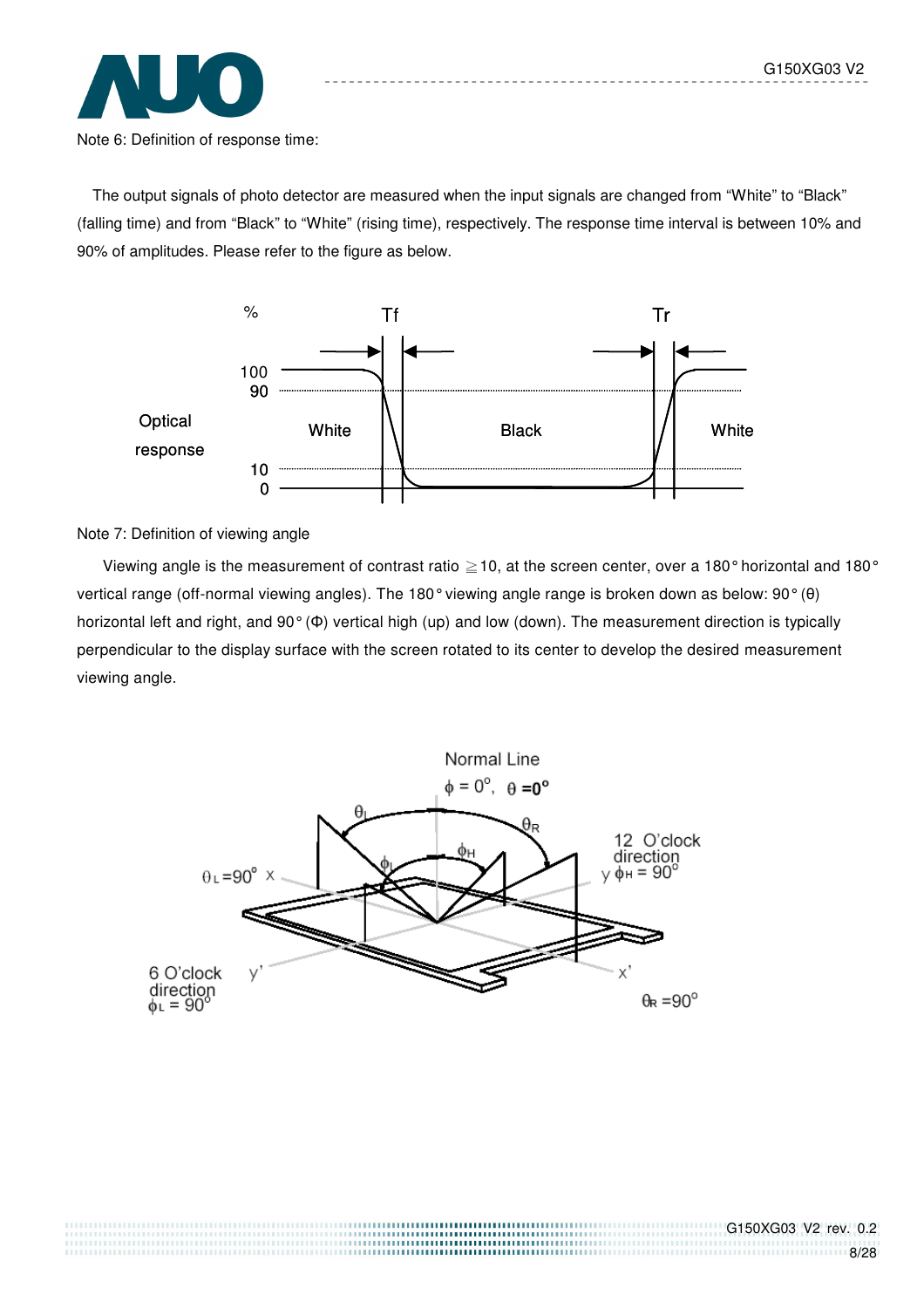Note 6: Definition of response time:

The output signals of photo detector are measured when the input signals are changed from “White” to “Black” (falling time) and from “Black” to “White” (rising time), respectively. The response time interval is between 10% and 90% of amplitudes. Please refer to the figure as below.

Note 7: Definition of viewing angle

Viewing angle is the measurement of contrast ratio ≧10, at the screen center, over a 180° horizontal and 180° vertical range (off-normal viewing angles). The 180° viewing angle range is broken down as below: 90° (θ) horizontal left and right, and 90° (Φ) vertical high (up) and low (down). The measurement direction is typically perpendicular to the display surface with the screen rotated to its center to develop the desired measurement viewing angle.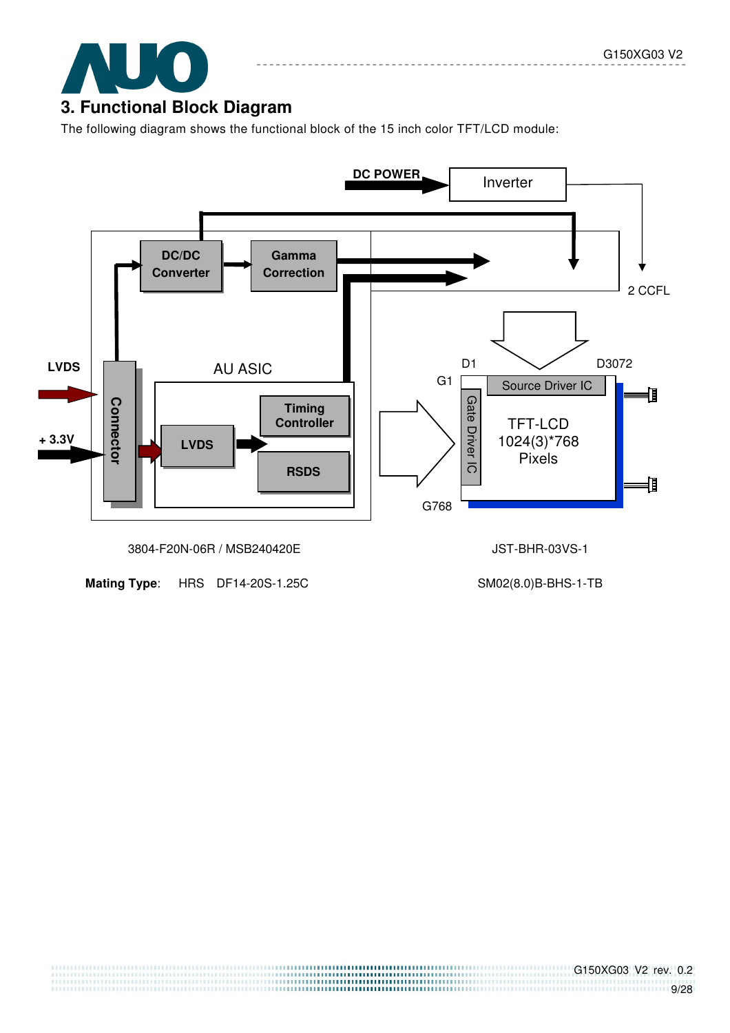## 3. Functional Block Diagram

The following diagram shows the functional block of the 15 inch color TFT/LCD module:

DC POWER

Inverter

DC/DC Converter

Gamma Correction

2 CCFL

LVDS

AU ASIC

D1

D3072

G1

Source Driver IC

Connector

Timing Controller

+ 3.3V

LVDS

Gate Driver IC

TFT-LCD 1024(3)*768 Pixels

RSDS

G768

3804-F20N-06R / MSB240420E

JST-BHR-03VS-1

**Mating Type**: HRS DF14-20S-1.25C

SM02(8.0)B-BHS-1-TB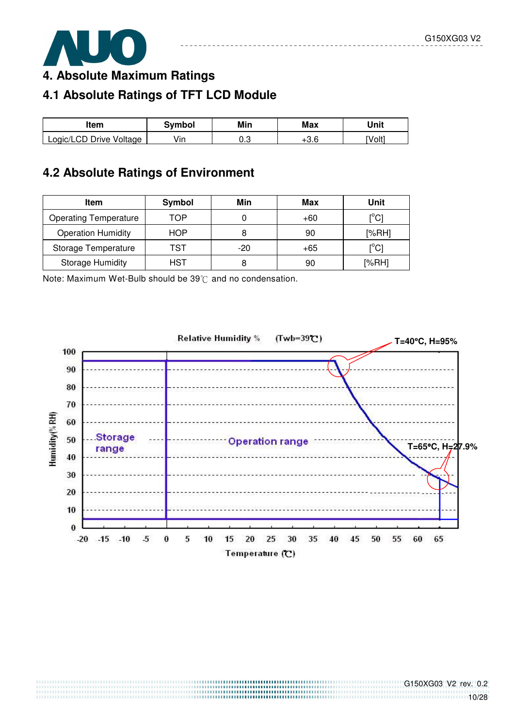# 4. Absolute Maximum Ratings

## 4.1 Absolute Ratings of TFT LCD Module

| Item | Symbol | Min | Max | Unit |
|---|---|---|---|---|
| Logic/LCD Drive Voltage | Vin | 0.3 | +3.6 | [Volt] |

## 4.2 Absolute Ratings of Environment

| Item | Symbol | Min | Max | Unit |
|---|---|---|---|---|
| Operating Temperature | TOP | 0 | +60 | [°C] |
| Operation Humidity | HOP | 8 | 90 | [%RH] |
| Storage Temperature | TST | -20 | +65 | [°C] |
| Storage Humidity | HST | 8 | 90 | [%RH] |

Note: Maximum Wet-Bulb should be 39℃ and no condensation.

Relative Humidity % (Twb=39℃)

T=40°C, H=95%

T=65°C, H=27.9%

Storage range

Operation range

Humidity(% RH)

Temperature (℃)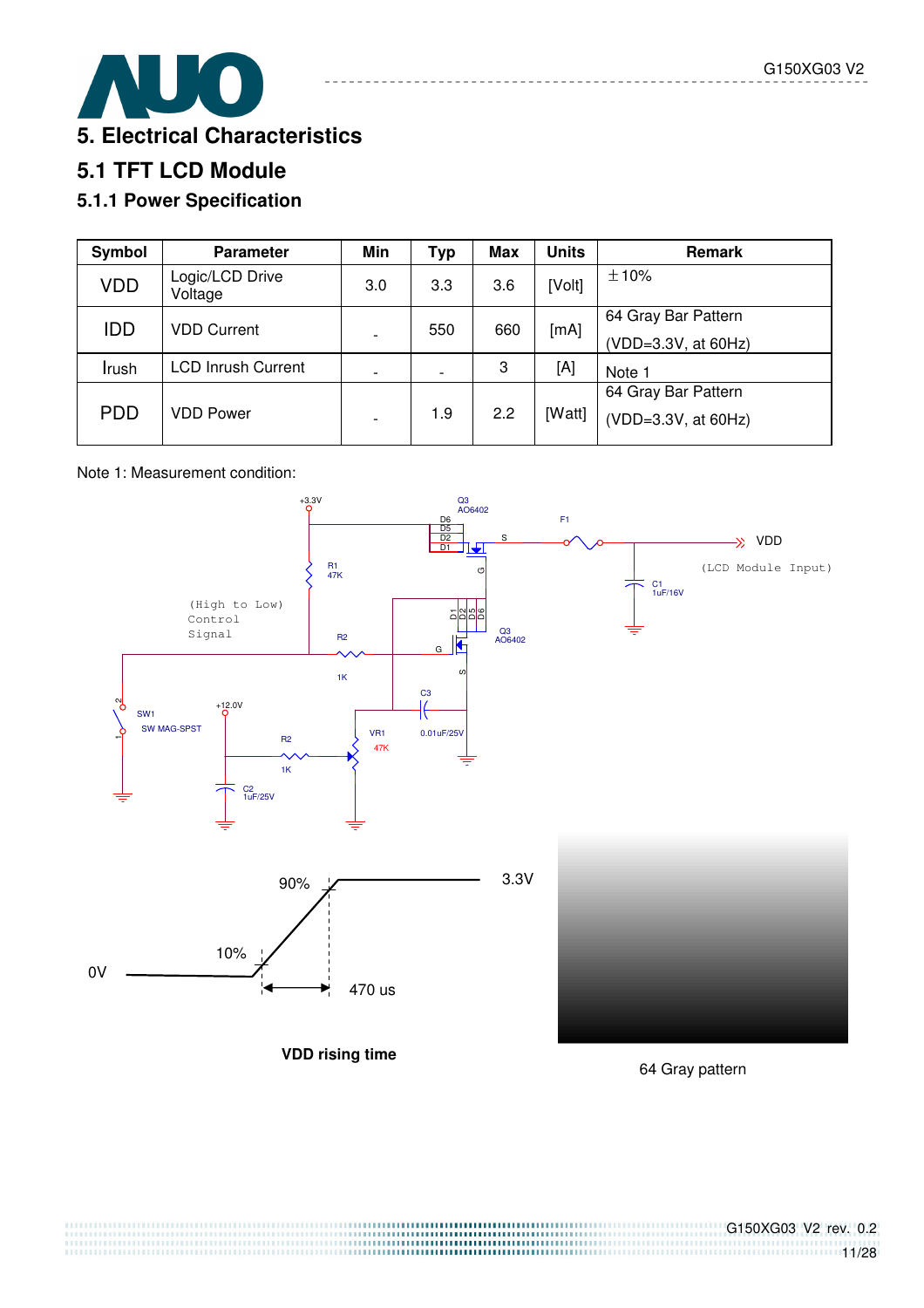# 5. Electrical Characteristics

## 5.1 TFT LCD Module

### 5.1.1 Power Specification

| Symbol | Parameter | Min | Typ | Max | Units | Remark |
|---|---|---|---|---|---|---|
| VDD | Logic/LCD Drive Voltage | 3.0 | 3.3 | 3.6 | [Volt] | ±10% |
| IDD | VDD Current | - | 550 | 660 | [mA] | 64 Gray Bar Pattern (VDD=3.3V, at 60Hz) |
| Irush | LCD Inrush Current | - | - | 3 | [A] | Note 1 |
| PDD | VDD Power | - | 1.9 | 2.2 | [Watt] | 64 Gray Bar Pattern (VDD=3.3V, at 60Hz) |

Note 1: Measurement condition:

+3.3V, Q3 AO6402, D6, D5, D2, D1, S, F1, VDD (LCD Module Input), G, R1 47K, C1 1uF/16V, (High to Low) Control Signal, R2 1K, D1 D2 D5 D6, Q3 AO6402, G, S, C3 0.01uF/25V, SW1 SW MAG-SPST, +12.0V, R2 1K, VR1 47K, C2 1uF/25V

90%, 3.3V, 10%, 0V, 470 us

**VDD rising time**

64 Gray pattern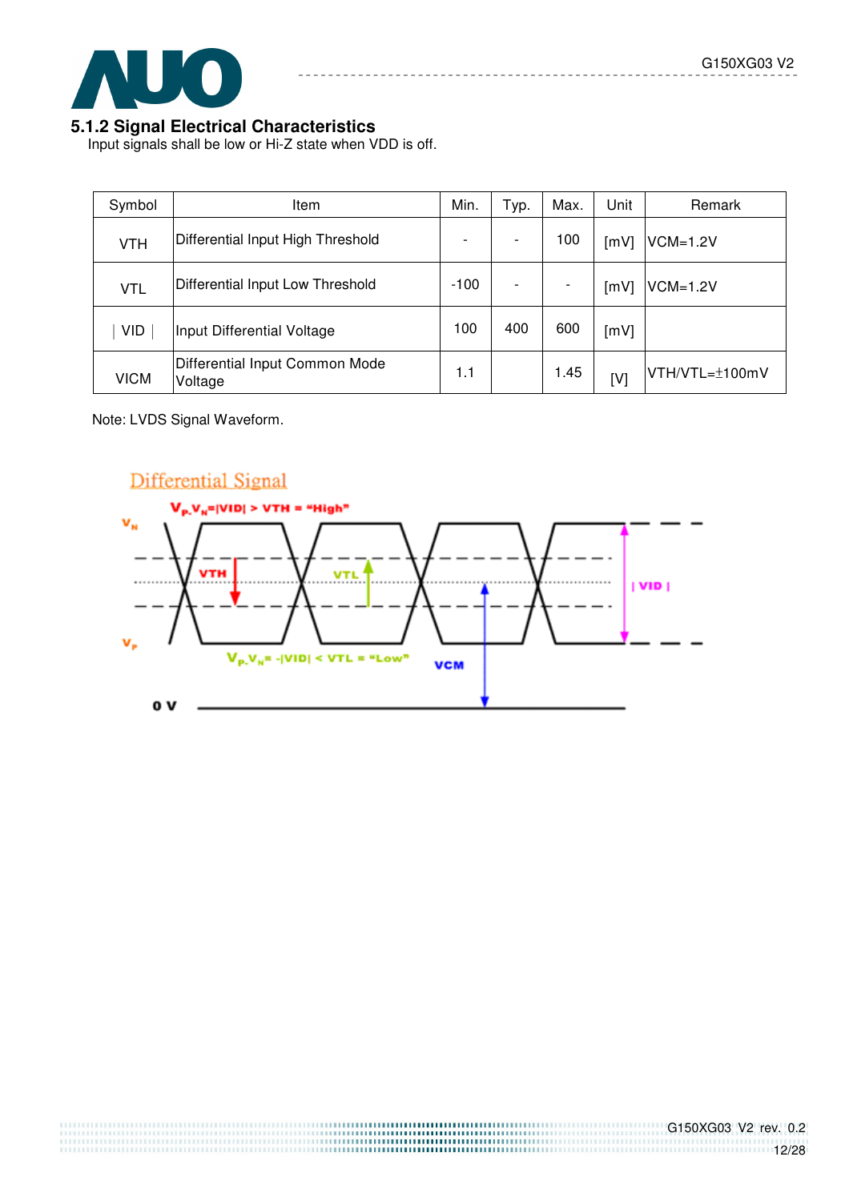### 5.1.2 Signal Electrical Characteristics

Input signals shall be low or Hi-Z state when VDD is off.

| Symbol | Item | Min. | Typ. | Max. | Unit | Remark |
|---|---|---|---|---|---|---|
| VTH | Differential Input High Threshold | - | - | 100 | [mV] | VCM=1.2V |
| VTL | Differential Input Low Threshold | -100 | - | - | [mV] | VCM=1.2V |
| ∣VID∣ | Input Differential Voltage | 100 | 400 | 600 | [mV] | |
| VICM | Differential Input Common Mode Voltage | 1.1 | | 1.45 | [V] | VTH/VTL=±100mV |

Note: LVDS Signal Waveform.

Differential Signal

$V_P - V_N = |VID| > VTH$ = "High"

$V_P - V_N = -|VID| < VTL$ = "Low"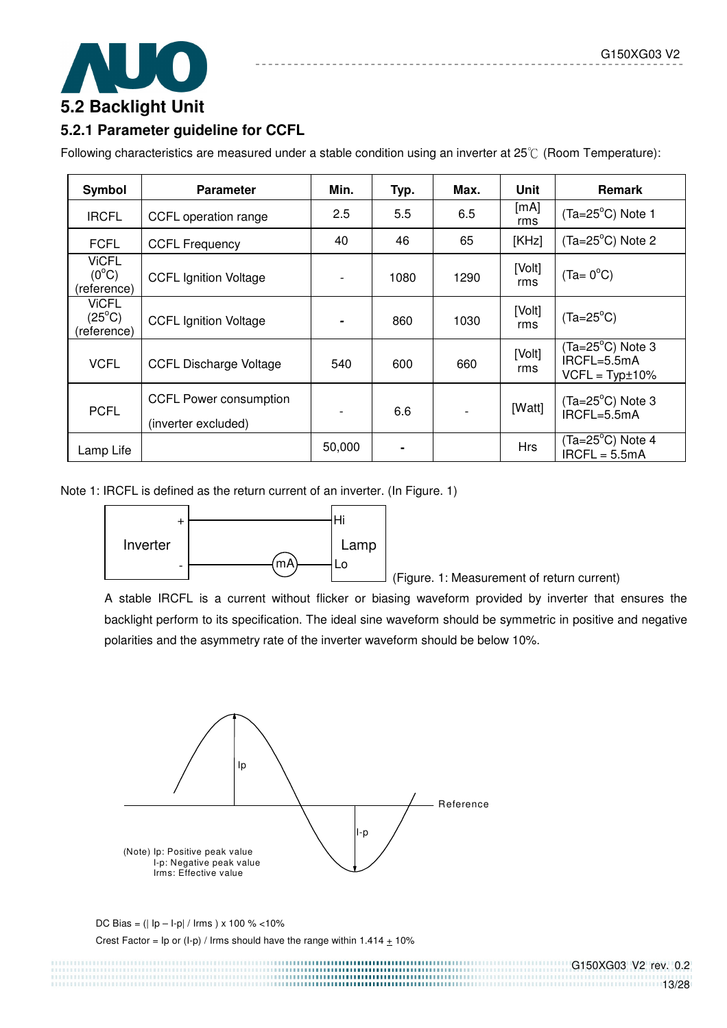## 5.2 Backlight Unit

### 5.2.1 Parameter guideline for CCFL

Following characteristics are measured under a stable condition using an inverter at 25℃ (Room Temperature):

| Symbol | Parameter | Min. | Typ. | Max. | Unit | Remark |
|---|---|---|---|---|---|---|
| IRCFL | CCFL operation range | 2.5 | 5.5 | 6.5 | [mA] rms | (Ta=25°C) Note 1 |
| FCFL | CCFL Frequency | 40 | 46 | 65 | [KHz] | (Ta=25°C) Note 2 |
| ViCFL (0°C) (reference) | CCFL Ignition Voltage | - | 1080 | 1290 | [Volt] rms | (Ta= 0°C) |
| ViCFL (25°C) (reference) | CCFL Ignition Voltage | - | 860 | 1030 | [Volt] rms | (Ta=25°C) |
| VCFL | CCFL Discharge Voltage | 540 | 600 | 660 | [Volt] rms | (Ta=25°C) Note 3 IRCFL=5.5mA VCFL = Typ±10% |
| PCFL | CCFL Power consumption (inverter excluded) | - | 6.6 | - | [Watt] | (Ta=25°C) Note 3 IRCFL=5.5mA |
| Lamp Life | | 50,000 | - | | Hrs | (Ta=25°C) Note 4 IRCFL = 5.5mA |

Note 1: IRCFL is defined as the return current of an inverter. (In Figure. 1)

(Figure. 1: Measurement of return current)

A stable IRCFL is a current without flicker or biasing waveform provided by inverter that ensures the backlight perform to its specification. The ideal sine waveform should be symmetric in positive and negative polarities and the asymmetry rate of the inverter waveform should be below 10%.

(Note) Ip: Positive peak value
I-p: Negative peak value
Irms: Effective value

DC Bias = (| Ip – I-p| / Irms ) x 100 % <10%

Crest Factor = Ip or (I-p) / Irms should have the range within 1.414 ± 10%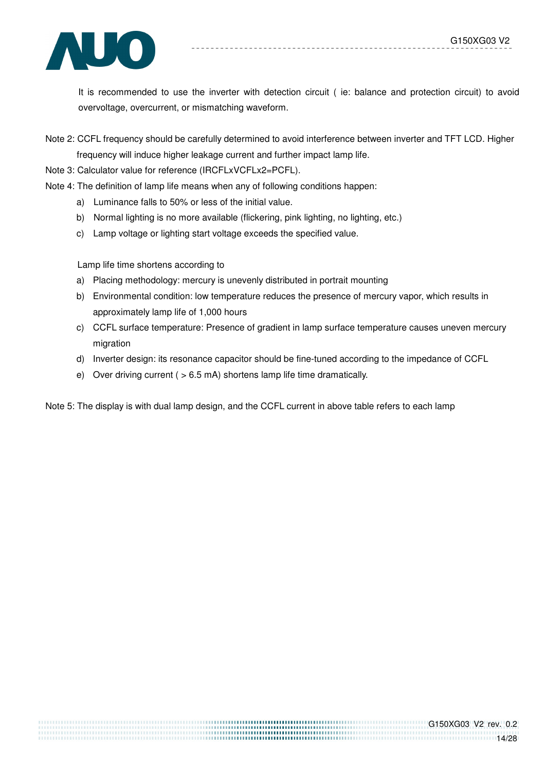It is recommended to use the inverter with detection circuit ( ie: balance and protection circuit) to avoid overvoltage, overcurrent, or mismatching waveform.

Note 2: CCFL frequency should be carefully determined to avoid interference between inverter and TFT LCD. Higher frequency will induce higher leakage current and further impact lamp life.

Note 3: Calculator value for reference (IRCFLxVCFLx2=PCFL).

Note 4: The definition of lamp life means when any of following conditions happen:

a) Luminance falls to 50% or less of the initial value.
b) Normal lighting is no more available (flickering, pink lighting, no lighting, etc.)
c) Lamp voltage or lighting start voltage exceeds the specified value.

Lamp life time shortens according to

a) Placing methodology: mercury is unevenly distributed in portrait mounting
b) Environmental condition: low temperature reduces the presence of mercury vapor, which results in approximately lamp life of 1,000 hours
c) CCFL surface temperature: Presence of gradient in lamp surface temperature causes uneven mercury migration
d) Inverter design: its resonance capacitor should be fine-tuned according to the impedance of CCFL
e) Over driving current ( > 6.5 mA) shortens lamp life time dramatically.

Note 5: The display is with dual lamp design, and the CCFL current in above table refers to each lamp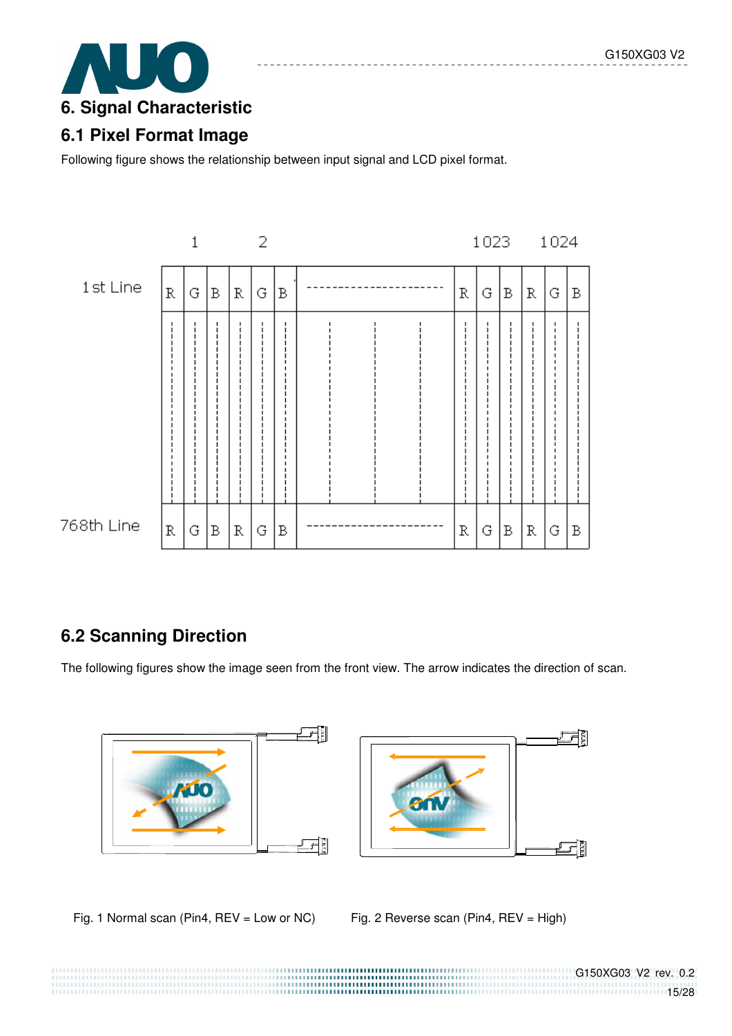# 6. Signal Characteristic

## 6.1 Pixel Format Image

Following figure shows the relationship between input signal and LCD pixel format.

|  | 1 | | | 2 | | |  | 1023 | | | 1024 | | |
|---|---|---|---|---|---|---|---|---|---|---|---|---|---|
| 1st Line | R | G | B | R | G | B | ---------------------- | R | G | B | R | G | B |
| 768th Line | R | G | B | R | G | B | ---------------------- | R | G | B | R | G | B |

## 6.2 Scanning Direction

The following figures show the image seen from the front view. The arrow indicates the direction of scan.

Fig. 1 Normal scan (Pin4, REV = Low or NC)

Fig. 2 Reverse scan (Pin4, REV = High)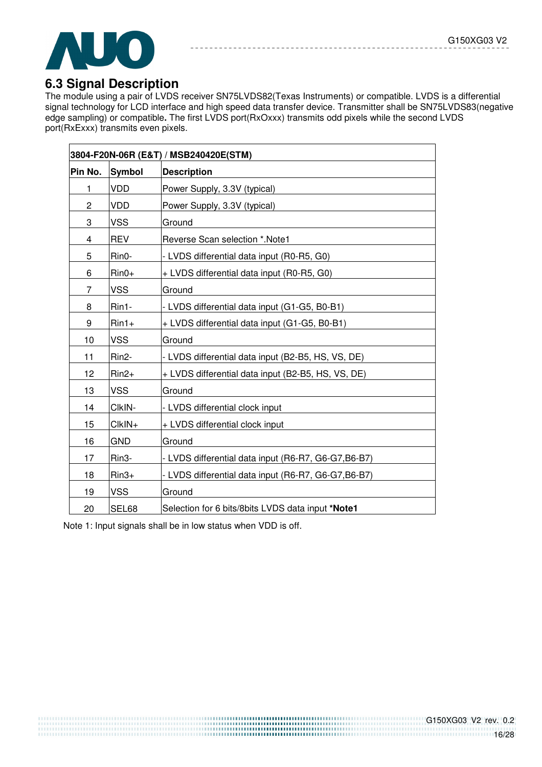## 6.3 Signal Description

The module using a pair of LVDS receiver SN75LVDS82(Texas Instruments) or compatible. LVDS is a differential signal technology for LCD interface and high speed data transfer device. Transmitter shall be SN75LVDS83(negative edge sampling) or compatible**.** The first LVDS port(RxOxxx) transmits odd pixels while the second LVDS port(RxExxx) transmits even pixels.

| 3804-F20N-06R (E&T) / MSB240420E(STM) | | |
|---|---|---|
| **Pin No.** | **Symbol** | **Description** |
| 1 | VDD | Power Supply, 3.3V (typical) |
| 2 | VDD | Power Supply, 3.3V (typical) |
| 3 | VSS | Ground |
| 4 | REV | Reverse Scan selection *.Note1 |
| 5 | Rin0- | - LVDS differential data input (R0-R5, G0) |
| 6 | Rin0+ | + LVDS differential data input (R0-R5, G0) |
| 7 | VSS | Ground |
| 8 | Rin1- | - LVDS differential data input (G1-G5, B0-B1) |
| 9 | Rin1+ | + LVDS differential data input (G1-G5, B0-B1) |
| 10 | VSS | Ground |
| 11 | Rin2- | - LVDS differential data input (B2-B5, HS, VS, DE) |
| 12 | Rin2+ | + LVDS differential data input (B2-B5, HS, VS, DE) |
| 13 | VSS | Ground |
| 14 | ClkIN- | - LVDS differential clock input |
| 15 | ClkIN+ | + LVDS differential clock input |
| 16 | GND | Ground |
| 17 | Rin3- | - LVDS differential data input (R6-R7, G6-G7,B6-B7) |
| 18 | Rin3+ | - LVDS differential data input (R6-R7, G6-G7,B6-B7) |
| 19 | VSS | Ground |
| 20 | SEL68 | Selection for 6 bits/8bits LVDS data input ***Note1** |

Note 1: Input signals shall be in low status when VDD is off.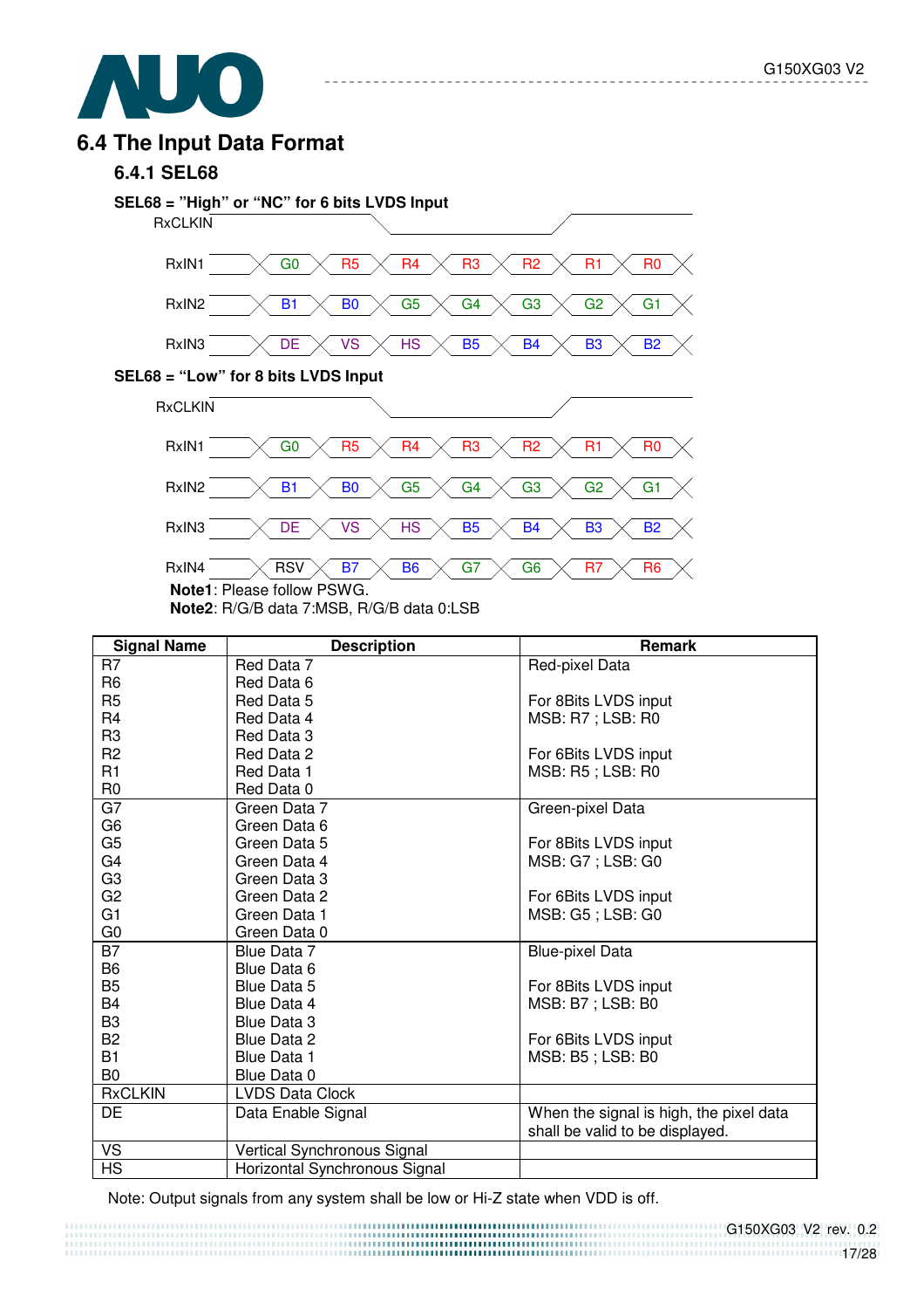## 6.4 The Input Data Format

### 6.4.1 SEL68

**SEL68 = "High" or "NC" for 6 bits LVDS Input**

| RxCLKIN | | | | | | | |
|---|---|---|---|---|---|---|---|
| RxIN1 | G0 | R5 | R4 | R3 | R2 | R1 | R0 |
| RxIN2 | B1 | B0 | G5 | G4 | G3 | G2 | G1 |
| RxIN3 | DE | VS | HS | B5 | B4 | B3 | B2 |

**SEL68 = "Low" for 8 bits LVDS Input**

| RxCLKIN | | | | | | | |
|---|---|---|---|---|---|---|---|
| RxIN1 | G0 | R5 | R4 | R3 | R2 | R1 | R0 |
| RxIN2 | B1 | B0 | G5 | G4 | G3 | G2 | G1 |
| RxIN3 | DE | VS | HS | B5 | B4 | B3 | B2 |
| RxIN4 | RSV | B7 | B6 | G7 | G6 | R7 | R6 |

**Note1**: Please follow PSWG.
**Note2**: R/G/B data 7:MSB, R/G/B data 0:LSB

| Signal Name | Description | Remark |
|---|---|---|
| R7<br>R6<br>R5<br>R4<br>R3<br>R2<br>R1<br>R0 | Red Data 7<br>Red Data 6<br>Red Data 5<br>Red Data 4<br>Red Data 3<br>Red Data 2<br>Red Data 1<br>Red Data 0 | Red-pixel Data<br><br>For 8Bits LVDS input<br>MSB: R7 ; LSB: R0<br><br>For 6Bits LVDS input<br>MSB: R5 ; LSB: R0 |
| G7<br>G6<br>G5<br>G4<br>G3<br>G2<br>G1<br>G0 | Green Data 7<br>Green Data 6<br>Green Data 5<br>Green Data 4<br>Green Data 3<br>Green Data 2<br>Green Data 1<br>Green Data 0 | Green-pixel Data<br><br>For 8Bits LVDS input<br>MSB: G7 ; LSB: G0<br><br>For 6Bits LVDS input<br>MSB: G5 ; LSB: G0 |
| B7<br>B6<br>B5<br>B4<br>B3<br>B2<br>B1<br>B0 | Blue Data 7<br>Blue Data 6<br>Blue Data 5<br>Blue Data 4<br>Blue Data 3<br>Blue Data 2<br>Blue Data 1<br>Blue Data 0 | Blue-pixel Data<br><br>For 8Bits LVDS input<br>MSB: B7 ; LSB: B0<br><br>For 6Bits LVDS input<br>MSB: B5 ; LSB: B0 |
| RxCLKIN | LVDS Data Clock | |
| DE | Data Enable Signal | When the signal is high, the pixel data shall be valid to be displayed. |
| VS | Vertical Synchronous Signal | |
| HS | Horizontal Synchronous Signal | |

Note: Output signals from any system shall be low or Hi-Z state when VDD is off.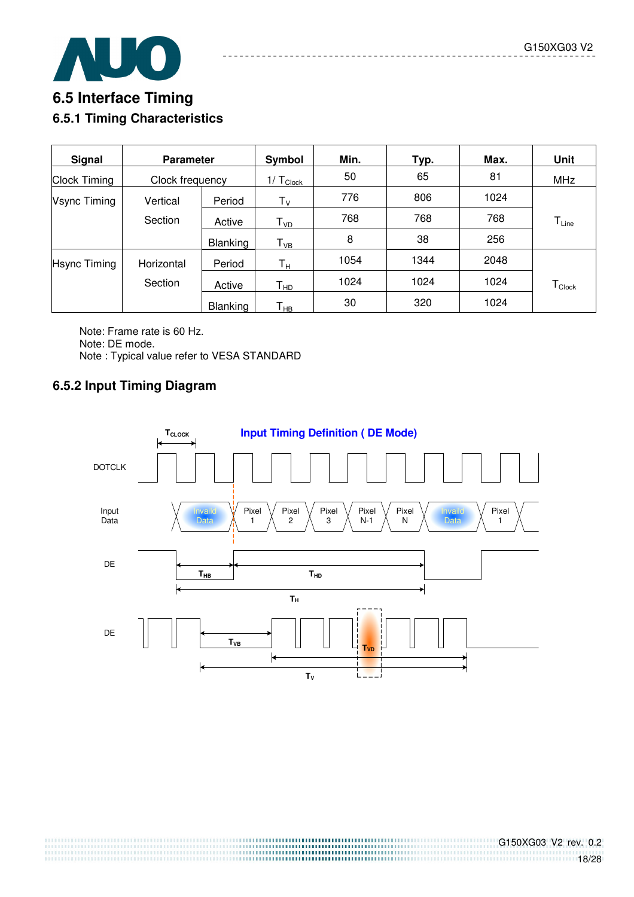## 6.5 Interface Timing

### 6.5.1 Timing Characteristics

| Signal | Parameter | | Symbol | Min. | Typ. | Max. | Unit |
|---|---|---|---|---|---|---|---|
| Clock Timing | Clock frequency | | $1/T_{Clock}$ | 50 | 65 | 81 | MHz |
| Vsync Timing | Vertical Section | Period | $T_V$ | 776 | 806 | 1024 | $T_{Line}$ |
| | | Active | $T_{VD}$ | 768 | 768 | 768 | |
| | | Blanking | $T_{VB}$ | 8 | 38 | 256 | |
| Hsync Timing | Horizontal Section | Period | $T_H$ | 1054 | 1344 | 2048 | $T_{Clock}$ |
| | | Active | $T_{HD}$ | 1024 | 1024 | 1024 | |
| | | Blanking | $T_{HB}$ | 30 | 320 | 1024 | |

Note: Frame rate is 60 Hz.
Note: DE mode.
Note : Typical value refer to VESA STANDARD

### 6.5.2 Input Timing Diagram

**Input Timing Definition ( DE Mode)**

$T_{CLOCK}$

DOTCLK

Input Data: Invaild Data | Pixel 1 | Pixel 2 | Pixel 3 | Pixel N-1 | Pixel N | Invaild Data | Pixel 1

DE: $T_{HB}$, $T_{HD}$, $T_H$

DE: $T_{VB}$, $T_{VD}$, $T_V$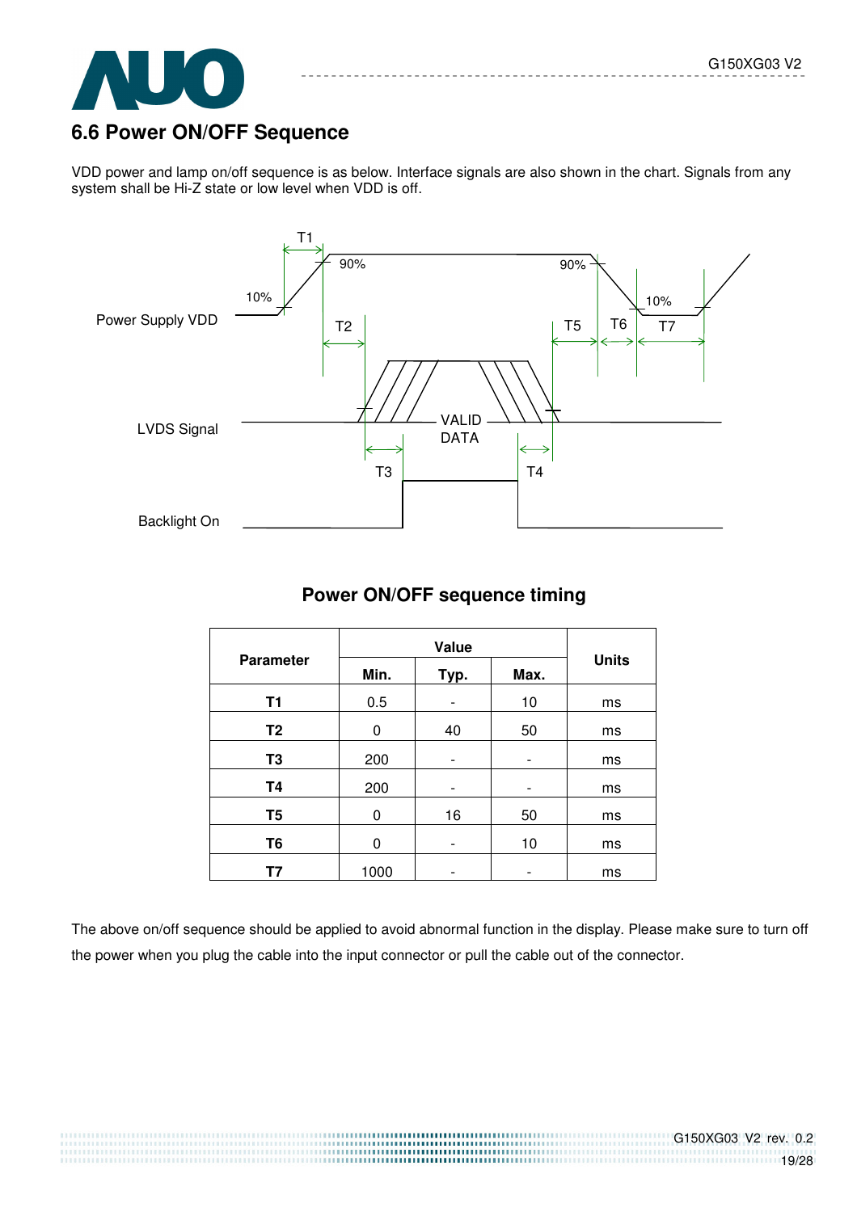## 6.6 Power ON/OFF Sequence

VDD power and lamp on/off sequence is as below. Interface signals are also shown in the chart. Signals from any system shall be Hi-Z state or low level when VDD is off.

### Power ON/OFF sequence timing

| Parameter | Value | | | Units |
|---|---|---|---|---|
| | Min. | Typ. | Max. | |
| **T1** | 0.5 | - | 10 | ms |
| **T2** | 0 | 40 | 50 | ms |
| **T3** | 200 | - | - | ms |
| **T4** | 200 | - | - | ms |
| **T5** | 0 | 16 | 50 | ms |
| **T6** | 0 | - | 10 | ms |
| **T7** | 1000 | - | - | ms |

The above on/off sequence should be applied to avoid abnormal function in the display. Please make sure to turn off the power when you plug the cable into the input connector or pull the cable out of the connector.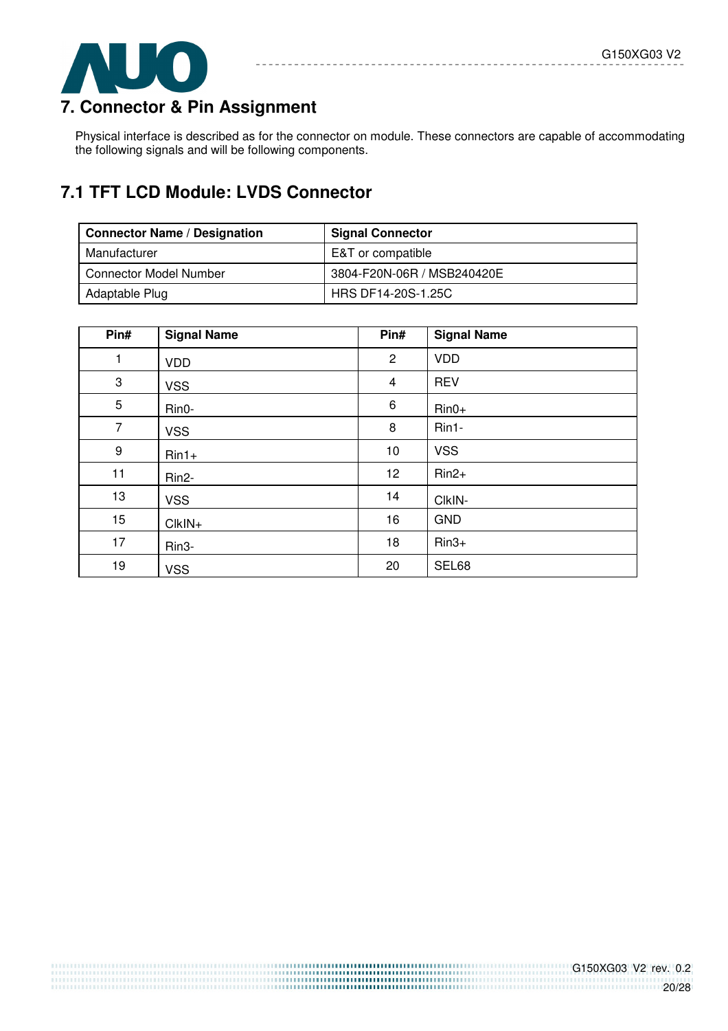# 7. Connector & Pin Assignment

Physical interface is described as for the connector on module. These connectors are capable of accommodating the following signals and will be following components.

## 7.1 TFT LCD Module: LVDS Connector

| Connector Name / Designation | Signal Connector |
|---|---|
| Manufacturer | E&T or compatible |
| Connector Model Number | 3804-F20N-06R / MSB240420E |
| Adaptable Plug | HRS DF14-20S-1.25C |

| Pin# | Signal Name | Pin# | Signal Name |
|---|---|---|---|
| 1 | VDD | 2 | VDD |
| 3 | VSS | 4 | REV |
| 5 | Rin0- | 6 | Rin0+ |
| 7 | VSS | 8 | Rin1- |
| 9 | Rin1+ | 10 | VSS |
| 11 | Rin2- | 12 | Rin2+ |
| 13 | VSS | 14 | ClkIN- |
| 15 | ClkIN+ | 16 | GND |
| 17 | Rin3- | 18 | Rin3+ |
| 19 | VSS | 20 | SEL68 |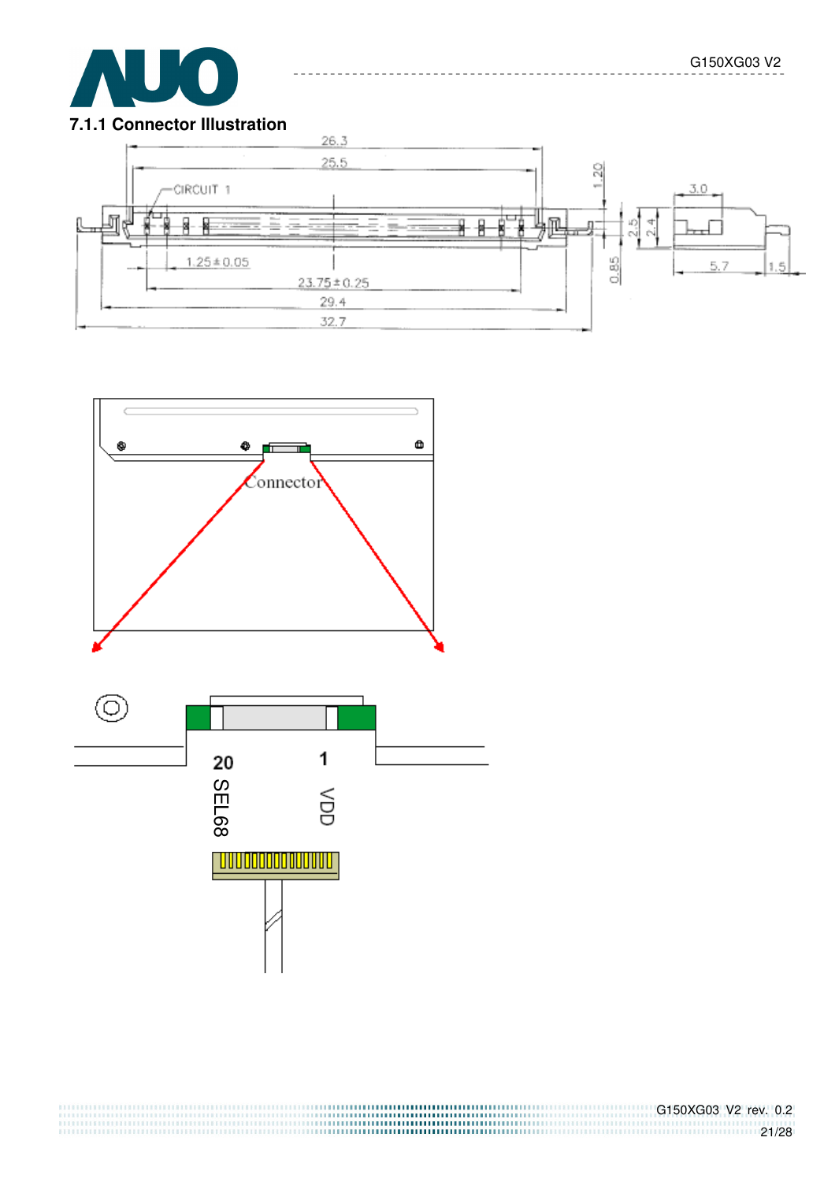### 7.1.1 Connector Illustration

26.3

25.5

CIRCUIT 1

1.20

3.0

2.5

2.4

1.25±0.05

0.85

5.7

1.5

23.75±0.25

29.4

32.7

Connector

20 SEL68

1 VDD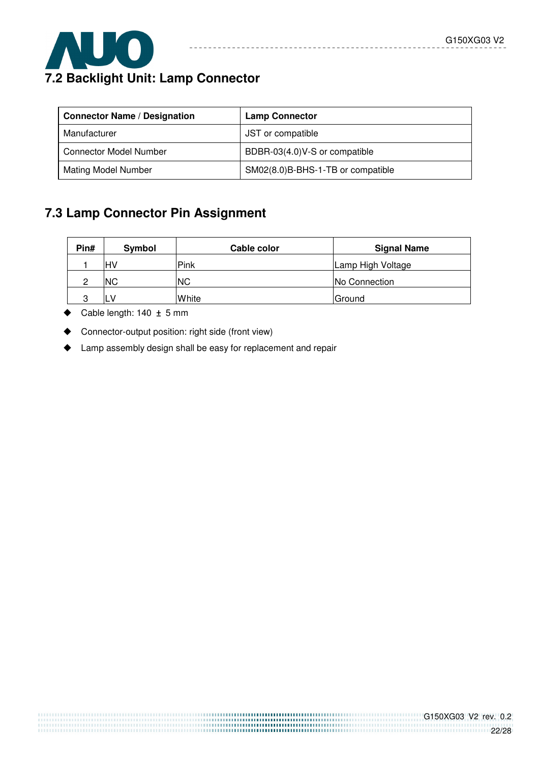## 7.2 Backlight Unit: Lamp Connector

| Connector Name / Designation | Lamp Connector |
|---|---|
| Manufacturer | JST or compatible |
| Connector Model Number | BDBR-03(4.0)V-S or compatible |
| Mating Model Number | SM02(8.0)B-BHS-1-TB or compatible |

## 7.3 Lamp Connector Pin Assignment

| Pin# | Symbol | Cable color | Signal Name |
|---|---|---|---|
| 1 | HV | Pink | Lamp High Voltage |
| 2 | NC | NC | No Connection |
| 3 | LV | White | Ground |

- Cable length: 140 ± 5 mm
- Connector-output position: right side (front view)
- Lamp assembly design shall be easy for replacement and repair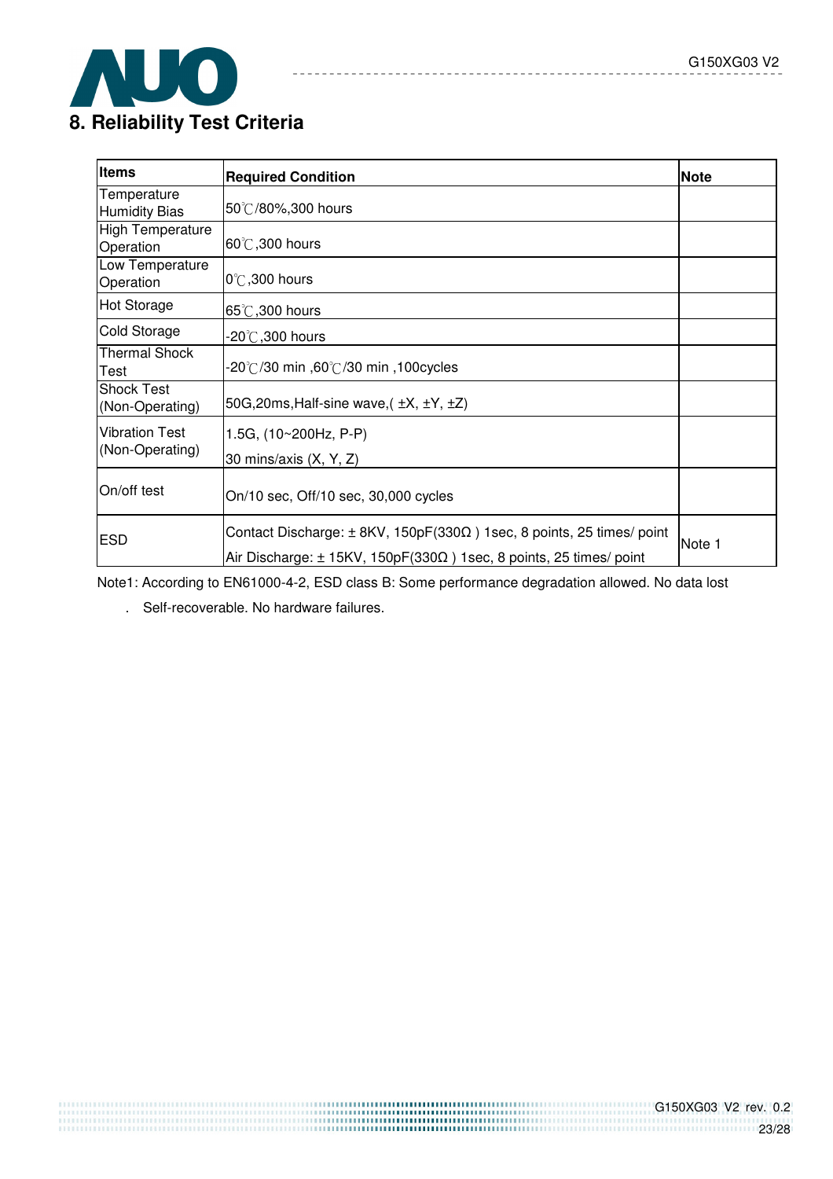# 8. Reliability Test Criteria

| Items | Required Condition | Note |
|---|---|---|
| Temperature Humidity Bias | 50℃/80%,300 hours | |
| High Temperature Operation | 60℃,300 hours | |
| Low Temperature Operation | 0℃,300 hours | |
| Hot Storage | 65℃,300 hours | |
| Cold Storage | -20℃,300 hours | |
| Thermal Shock Test | -20℃/30 min ,60℃/30 min ,100cycles | |
| Shock Test (Non-Operating) | 50G,20ms,Half-sine wave,( ±X, ±Y, ±Z) | |
| Vibration Test (Non-Operating) | 1.5G, (10~200Hz, P-P)<br>30 mins/axis (X, Y, Z) | |
| On/off test | On/10 sec, Off/10 sec, 30,000 cycles | |
| ESD | Contact Discharge: ± 8KV, 150pF(330Ω ) 1sec, 8 points, 25 times/ point<br>Air Discharge: ± 15KV, 150pF(330Ω ) 1sec, 8 points, 25 times/ point | Note 1 |

Note1: According to EN61000-4-2, ESD class B: Some performance degradation allowed. No data lost

. Self-recoverable. No hardware failures.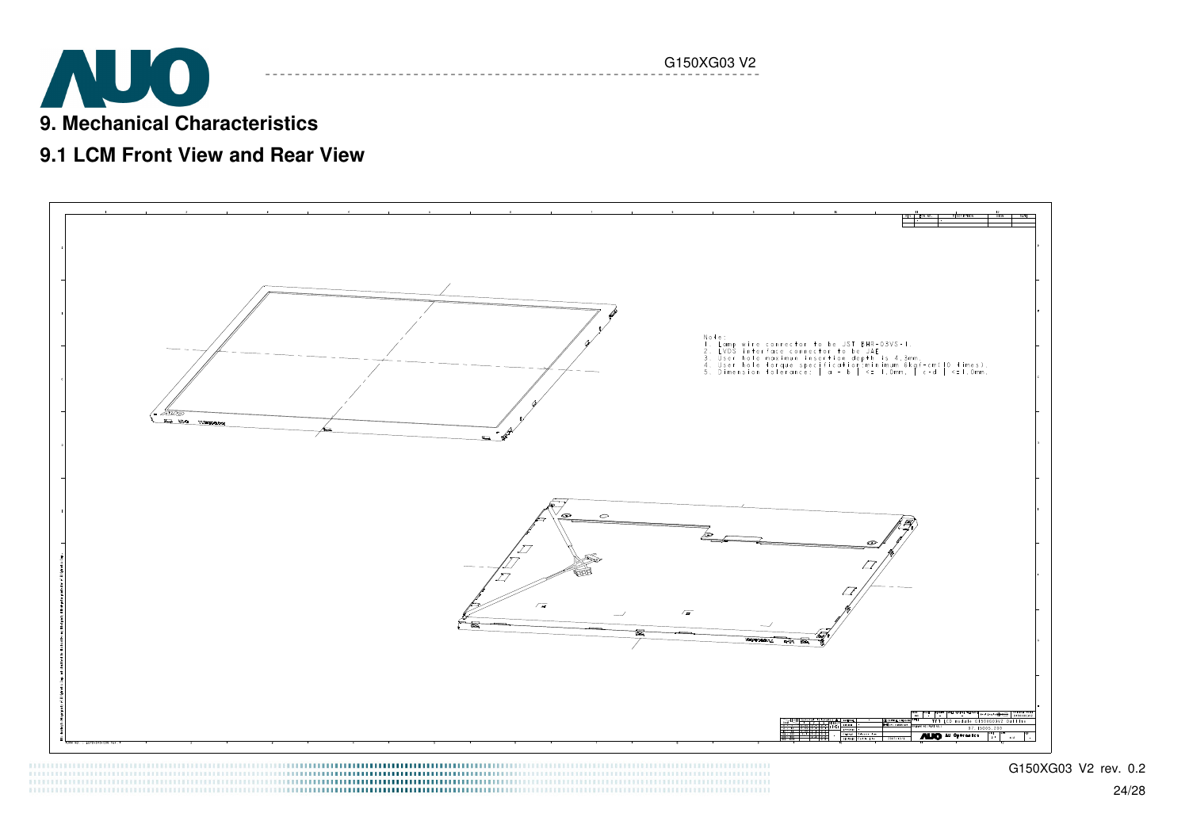# 9. Mechanical Characteristics

## 9.1 LCM Front View and Rear View

Note:
1. Lamp wire connector to be JST BHR-03VS-1.
2. LVDS interface connector to be JAE
3. User hole maximum insertion depth is 4.3mm.
4. User hole torque specification minimum 6kgf-cm(10 times).
5. Dimension tolerance: | a - b | <= 1.0mm, | c-d | <=1.0mm.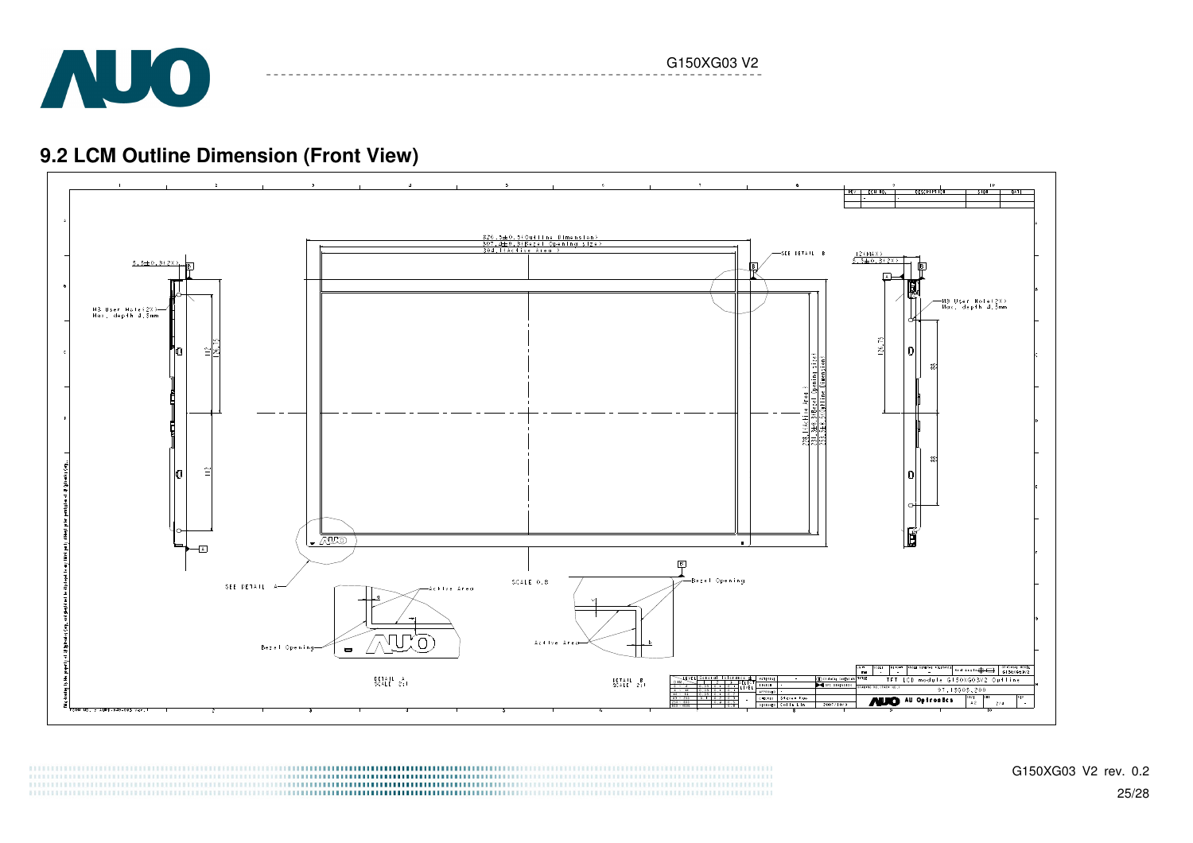## 9.2 LCM Outline Dimension (Front View)

326.5±0.5(Outline Dimension)
307.4±0.3(Bezel Opening Size)
304.1(Active Area)

SEE DETAIL B

5.5±0.3(2X)

M3 User Hole(2X)
Max. depth 3.5mm

12(MAX)
5.5±0.3(2X)

M3 User Hole(2X)
Max. depth 3.5mm

228.1(Active Area)
231.4±0.3(Bezel Opening Size)
253.5±0.5(Outline Dimension)

SEE DETAIL A

SCALE 0.8

Bezel Opening

Active Area

DETAIL A
SCALE 2:1

DETAIL B
SCALE 2:1

TFT LCD module G150XG03 V2 Outline

AU Optronics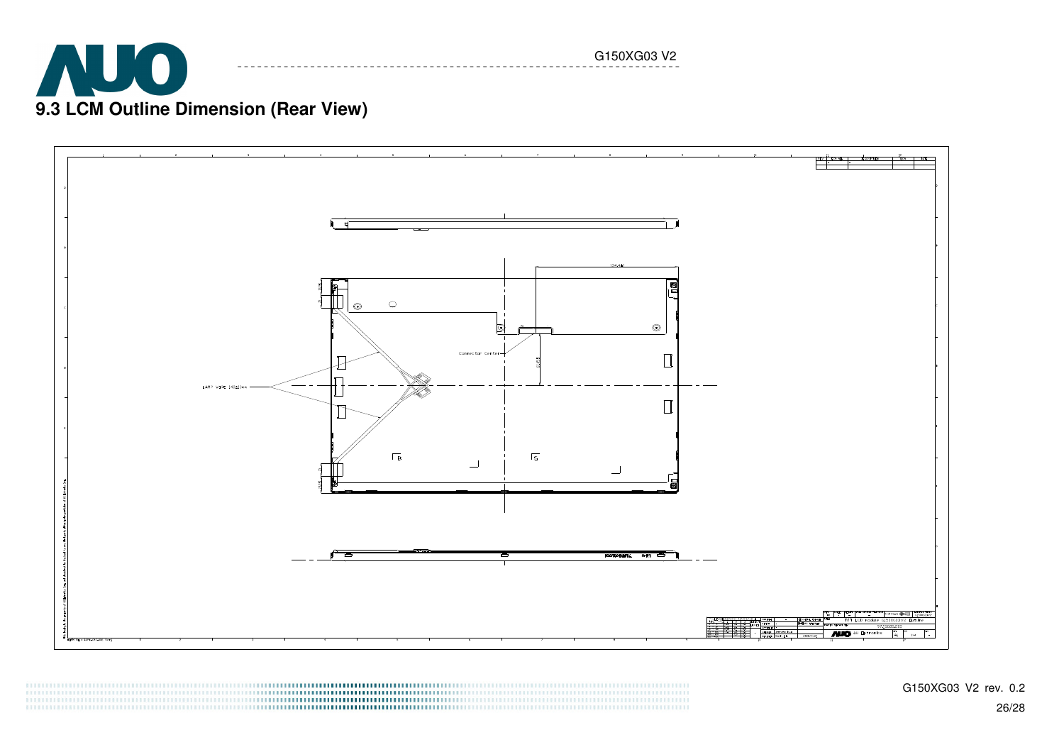## 9.3 LCM Outline Dimension (Rear View)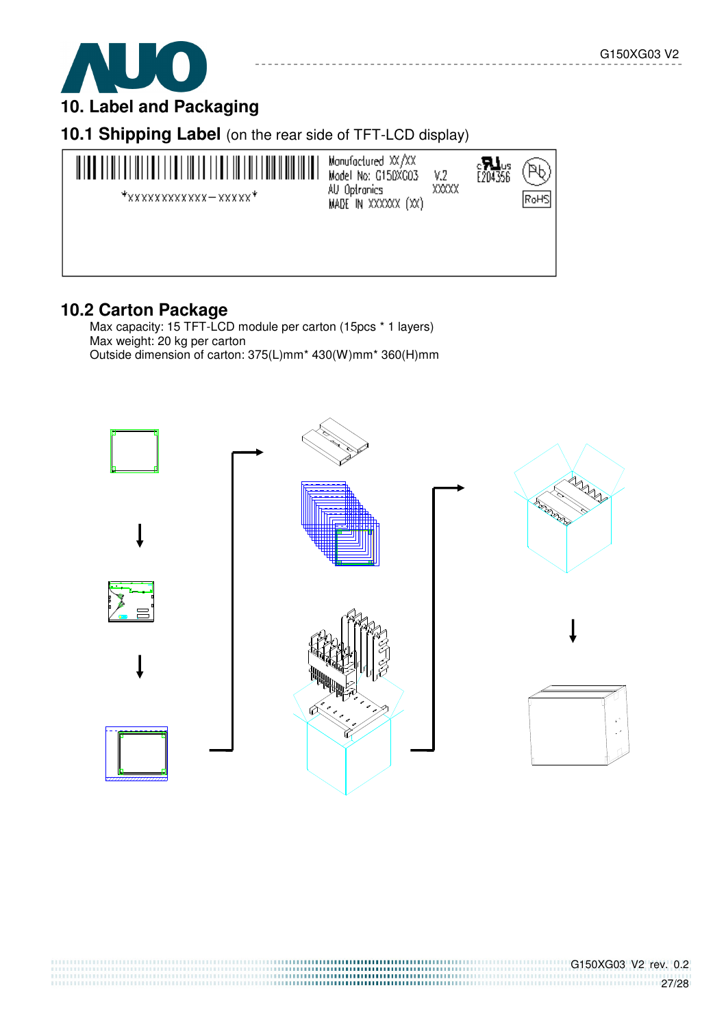# 10. Label and Packaging

## 10.1 Shipping Label (on the rear side of TFT-LCD display)

*XXXXXXXXXXXX-XXXXX*

Manufactured XX/XX
Model No: G150XG03 V.2
AU Optronics XXXXX
MADE IN XXXXXX (XX)

E204356

RoHS

## 10.2 Carton Package

Max capacity: 15 TFT-LCD module per carton (15pcs * 1 layers)
Max weight: 20 kg per carton
Outside dimension of carton: 375(L)mm* 430(W)mm* 360(H)mm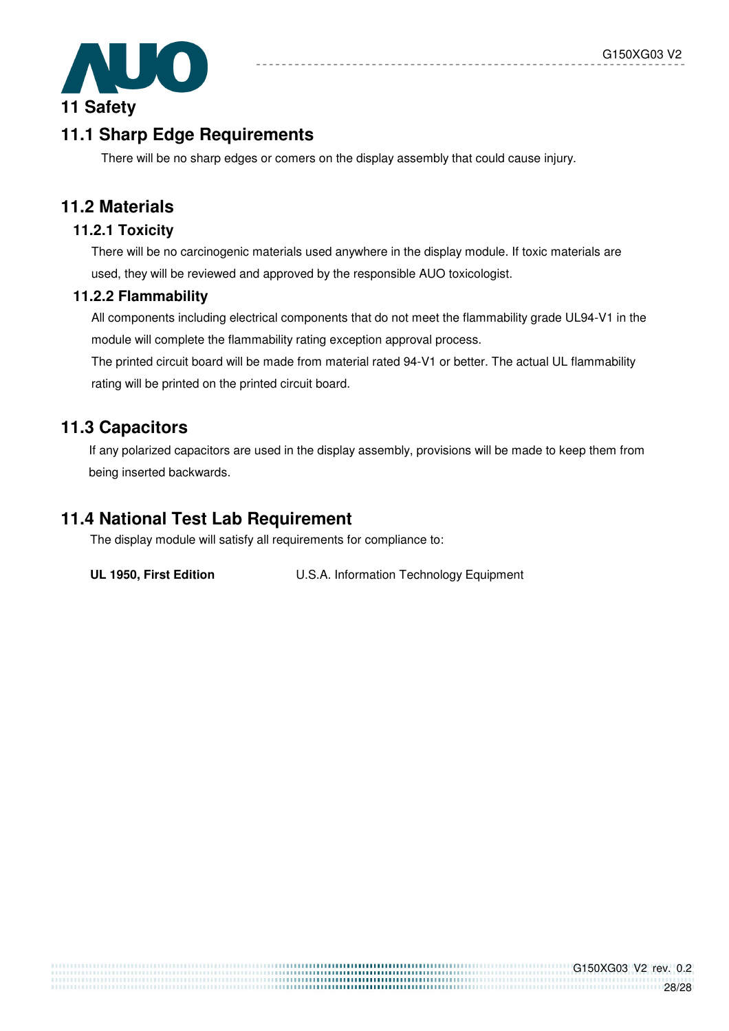# 11 Safety

## 11.1 Sharp Edge Requirements

There will be no sharp edges or comers on the display assembly that could cause injury.

## 11.2 Materials

### 11.2.1 Toxicity

There will be no carcinogenic materials used anywhere in the display module. If toxic materials are used, they will be reviewed and approved by the responsible AUO toxicologist.

### 11.2.2 Flammability

All components including electrical components that do not meet the flammability grade UL94-V1 in the module will complete the flammability rating exception approval process.

The printed circuit board will be made from material rated 94-V1 or better. The actual UL flammability rating will be printed on the printed circuit board.

## 11.3 Capacitors

If any polarized capacitors are used in the display assembly, provisions will be made to keep them from being inserted backwards.

## 11.4 National Test Lab Requirement

The display module will satisfy all requirements for compliance to:

| | |
|---|---|
| **UL 1950, First Edition** | U.S.A. Information Technology Equipment |